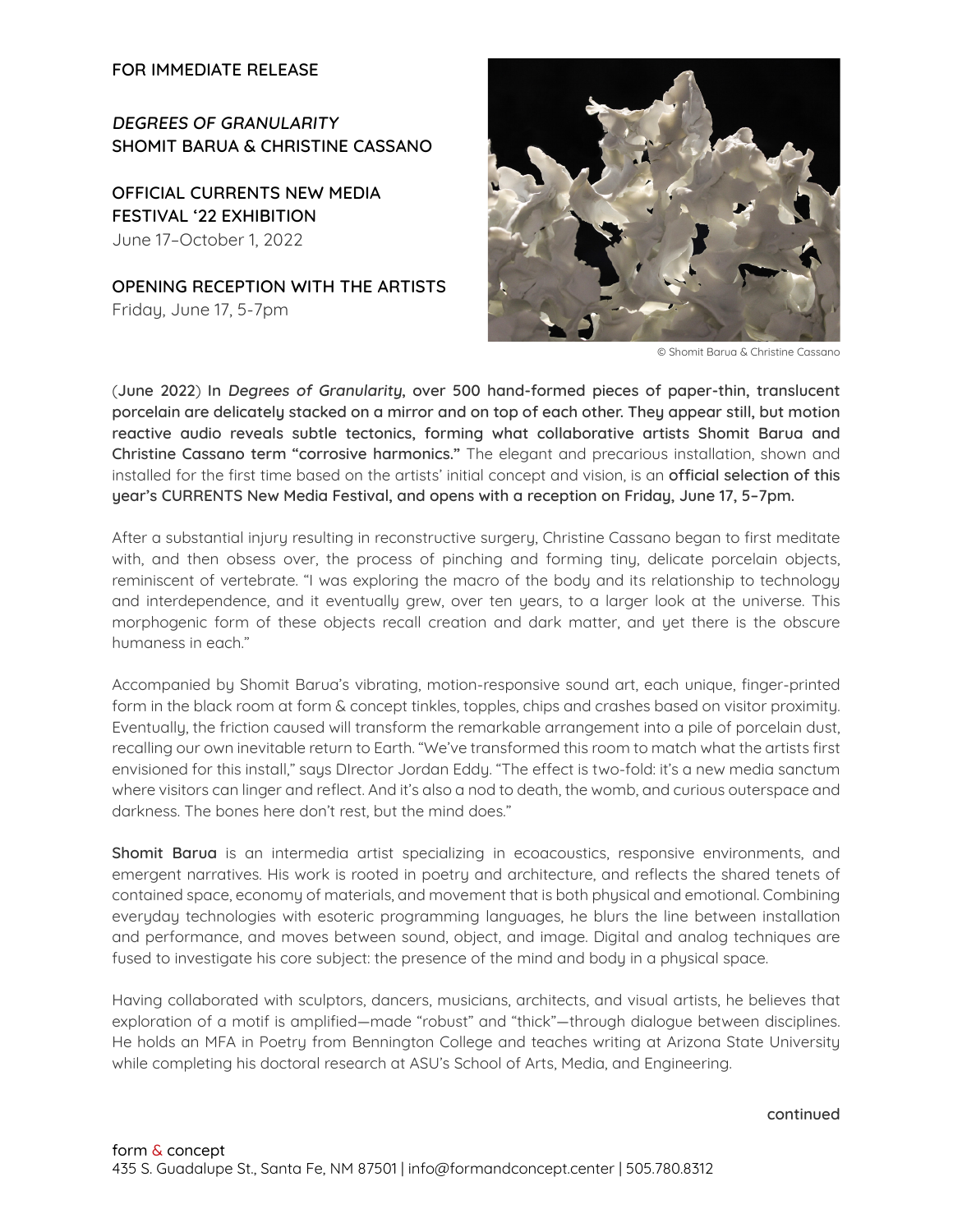**FOR IMMEDIATE RELEASE**

***DEGREES OF GRANULARITY***
**SHOMIT BARUA & CHRISTINE CASSANO**

**OFFICIAL CURRENTS NEW MEDIA FESTIVAL '22 EXHIBITION**
June 17–October 1, 2022

**OPENING RECEPTION WITH THE ARTISTS**
Friday, June 17, 5-7pm

© Shomit Barua & Christine Cassano

(**June 2022**) **In *Degrees of Granularity*, over 500 hand-formed pieces of paper-thin, translucent porcelain are delicately stacked on a mirror and on top of each other. They appear still, but motion reactive audio reveals subtle tectonics, forming what collaborative artists Shomit Barua and Christine Cassano term "corrosive harmonics."** The elegant and precarious installation, shown and installed for the first time based on the artists' initial concept and vision, is an **official selection of this year's CURRENTS New Media Festival, and opens with a reception on Friday, June 17, 5–7pm.**

After a substantial injury resulting in reconstructive surgery, Christine Cassano began to first meditate with, and then obsess over, the process of pinching and forming tiny, delicate porcelain objects, reminiscent of vertebrate. "I was exploring the macro of the body and its relationship to technology and interdependence, and it eventually grew, over ten years, to a larger look at the universe. This morphogenic form of these objects recall creation and dark matter, and yet there is the obscure humaness in each."

Accompanied by Shomit Barua's vibrating, motion-responsive sound art, each unique, finger-printed form in the black room at form & concept tinkles, topples, chips and crashes based on visitor proximity. Eventually, the friction caused will transform the remarkable arrangement into a pile of porcelain dust, recalling our own inevitable return to Earth. "We've transformed this room to match what the artists first envisioned for this install," says DIrector Jordan Eddy. "The effect is two-fold: it's a new media sanctum where visitors can linger and reflect. And it's also a nod to death, the womb, and curious outerspace and darkness. The bones here don't rest, but the mind does."

**Shomit Barua** is an intermedia artist specializing in ecoacoustics, responsive environments, and emergent narratives. His work is rooted in poetry and architecture, and reflects the shared tenets of contained space, economy of materials, and movement that is both physical and emotional. Combining everyday technologies with esoteric programming languages, he blurs the line between installation and performance, and moves between sound, object, and image. Digital and analog techniques are fused to investigate his core subject: the presence of the mind and body in a physical space.

Having collaborated with sculptors, dancers, musicians, architects, and visual artists, he believes that exploration of a motif is amplified—made "robust" and "thick"—through dialogue between disciplines. He holds an MFA in Poetry from Bennington College and teaches writing at Arizona State University while completing his doctoral research at ASU's School of Arts, Media, and Engineering.

continued

form & concept
435 S. Guadalupe St., Santa Fe, NM 87501 | info@formandconcept.center | 505.780.8312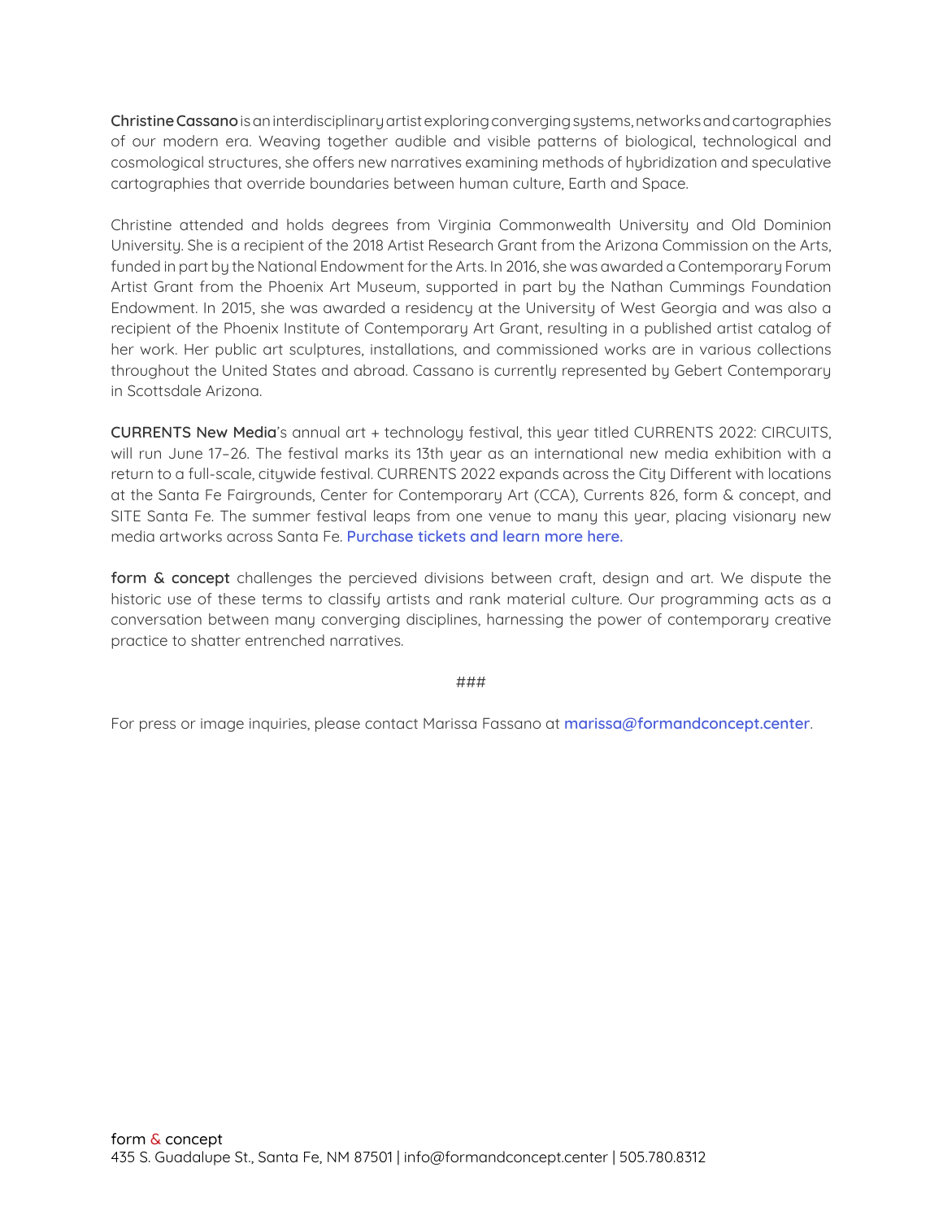**Christine Cassano** is an interdisciplinary artist exploring converging systems, networks and cartographies of our modern era. Weaving together audible and visible patterns of biological, technological and cosmological structures, she offers new narratives examining methods of hybridization and speculative cartographies that override boundaries between human culture, Earth and Space.

Christine attended and holds degrees from Virginia Commonwealth University and Old Dominion University. She is a recipient of the 2018 Artist Research Grant from the Arizona Commission on the Arts, funded in part by the National Endowment for the Arts. In 2016, she was awarded a Contemporary Forum Artist Grant from the Phoenix Art Museum, supported in part by the Nathan Cummings Foundation Endowment. In 2015, she was awarded a residency at the University of West Georgia and was also a recipient of the Phoenix Institute of Contemporary Art Grant, resulting in a published artist catalog of her work. Her public art sculptures, installations, and commissioned works are in various collections throughout the United States and abroad. Cassano is currently represented by Gebert Contemporary in Scottsdale Arizona.

**CURRENTS New Media**'s annual art + technology festival, this year titled CURRENTS 2022: CIRCUITS, will run June 17–26. The festival marks its 13th year as an international new media exhibition with a return to a full-scale, citywide festival. CURRENTS 2022 expands across the City Different with locations at the Santa Fe Fairgrounds, Center for Contemporary Art (CCA), Currents 826, form & concept, and SITE Santa Fe. The summer festival leaps from one venue to many this year, placing visionary new media artworks across Santa Fe. Purchase tickets and learn more here.

**form & concept** challenges the percieved divisions between craft, design and art. We dispute the historic use of these terms to classify artists and rank material culture. Our programming acts as a conversation between many converging disciplines, harnessing the power of contemporary creative practice to shatter entrenched narratives.

###

For press or image inquiries, please contact Marissa Fassano at marissa@formandconcept.center.

form & concept
435 S. Guadalupe St., Santa Fe, NM 87501 | info@formandconcept.center | 505.780.8312